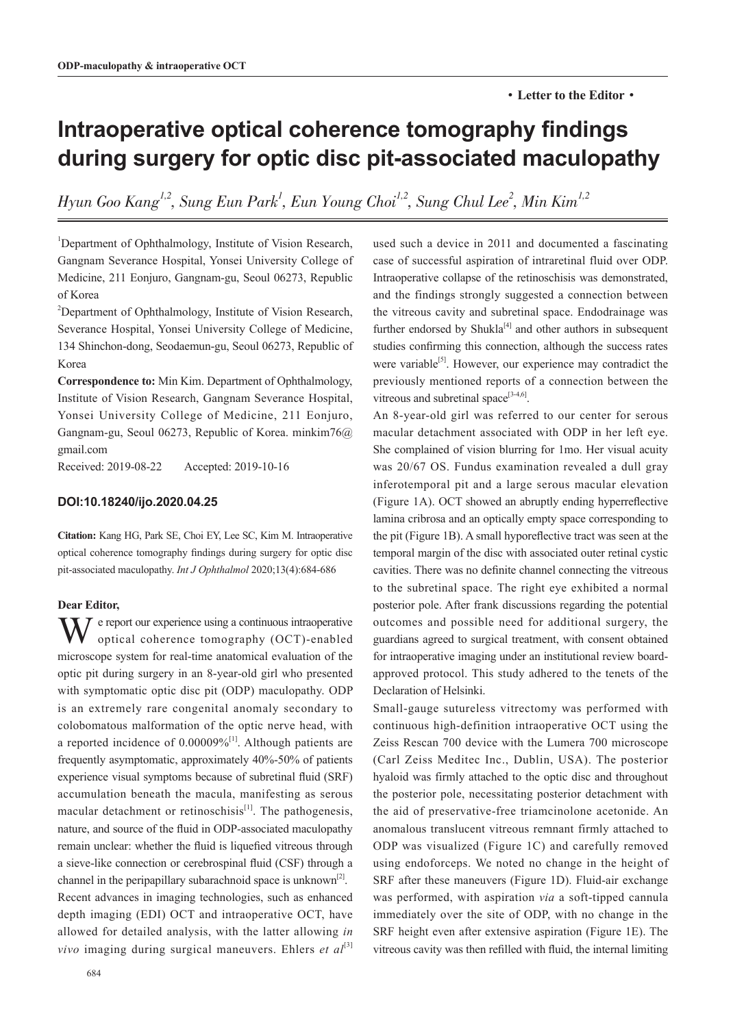・**Letter to the Editor**・

# Intraoperative optical coherence tomography findings during surgery for optic disc pit-associated maculopathy

*Hyun Goo Kang[1,2], Sung Eun Park[1], Eun Young Choi[1,2], Sung Chul Lee[2], Min Kim[1,2]*

[1]Department of Ophthalmology, Institute of Vision Research, Gangnam Severance Hospital, Yonsei University College of Medicine, 211 Eonjuro, Gangnam-gu, Seoul 06273, Republic of Korea

[2]Department of Ophthalmology, Institute of Vision Research, Severance Hospital, Yonsei University College of Medicine, 134 Shinchon-dong, Seodaemun-gu, Seoul 06273, Republic of Korea

**Correspondence to:** Min Kim. Department of Ophthalmology, Institute of Vision Research, Gangnam Severance Hospital, Yonsei University College of Medicine, 211 Eonjuro, Gangnam-gu, Seoul 06273, Republic of Korea. minkim76@gmail.com

Received: 2019-08-22 Accepted: 2019-10-16

**DOI:10.18240/ijo.2020.04.25**

**Citation:** Kang HG, Park SE, Choi EY, Lee SC, Kim M. Intraoperative optical coherence tomography findings during surgery for optic disc pit-associated maculopathy. *Int J Ophthalmol* 2020;13(4):684-686

**Dear Editor,**

We report our experience using a continuous intraoperative optical coherence tomography (OCT)-enabled microscope system for real-time anatomical evaluation of the optic pit during surgery in an 8-year-old girl who presented with symptomatic optic disc pit (ODP) maculopathy. ODP is an extremely rare congenital anomaly secondary to colobomatous malformation of the optic nerve head, with a reported incidence of 0.00009%[1]. Although patients are frequently asymptomatic, approximately 40%-50% of patients experience visual symptoms because of subretinal fluid (SRF) accumulation beneath the macula, manifesting as serous macular detachment or retinoschisis[1]. The pathogenesis, nature, and source of the fluid in ODP-associated maculopathy remain unclear: whether the fluid is liquefied vitreous through a sieve-like connection or cerebrospinal fluid (CSF) through a channel in the peripapillary subarachnoid space is unknown[2].

Recent advances in imaging technologies, such as enhanced depth imaging (EDI) OCT and intraoperative OCT, have allowed for detailed analysis, with the latter allowing *in vivo* imaging during surgical maneuvers. Ehlers *et al*[3] used such a device in 2011 and documented a fascinating case of successful aspiration of intraretinal fluid over ODP. Intraoperative collapse of the retinoschisis was demonstrated, and the findings strongly suggested a connection between the vitreous cavity and subretinal space. Endodrainage was further endorsed by Shukla[4] and other authors in subsequent studies confirming this connection, although the success rates were variable[5]. However, our experience may contradict the previously mentioned reports of a connection between the vitreous and subretinal space[3-4,6].

An 8-year-old girl was referred to our center for serous macular detachment associated with ODP in her left eye. She complained of vision blurring for 1mo. Her visual acuity was 20/67 OS. Fundus examination revealed a dull gray inferotemporal pit and a large serous macular elevation (Figure 1A). OCT showed an abruptly ending hyperreflective lamina cribrosa and an optically empty space corresponding to the pit (Figure 1B). A small hyporeflective tract was seen at the temporal margin of the disc with associated outer retinal cystic cavities. There was no definite channel connecting the vitreous to the subretinal space. The right eye exhibited a normal posterior pole. After frank discussions regarding the potential outcomes and possible need for additional surgery, the guardians agreed to surgical treatment, with consent obtained for intraoperative imaging under an institutional review board-approved protocol. This study adhered to the tenets of the Declaration of Helsinki.

Small-gauge sutureless vitrectomy was performed with continuous high-definition intraoperative OCT using the Zeiss Rescan 700 device with the Lumera 700 microscope (Carl Zeiss Meditec Inc., Dublin, USA). The posterior hyaloid was firmly attached to the optic disc and throughout the posterior pole, necessitating posterior detachment with the aid of preservative-free triamcinolone acetonide. An anomalous translucent vitreous remnant firmly attached to ODP was visualized (Figure 1C) and carefully removed using endoforceps. We noted no change in the height of SRF after these maneuvers (Figure 1D). Fluid-air exchange was performed, with aspiration *via* a soft-tipped cannula immediately over the site of ODP, with no change in the SRF height even after extensive aspiration (Figure 1E). The vitreous cavity was then refilled with fluid, the internal limiting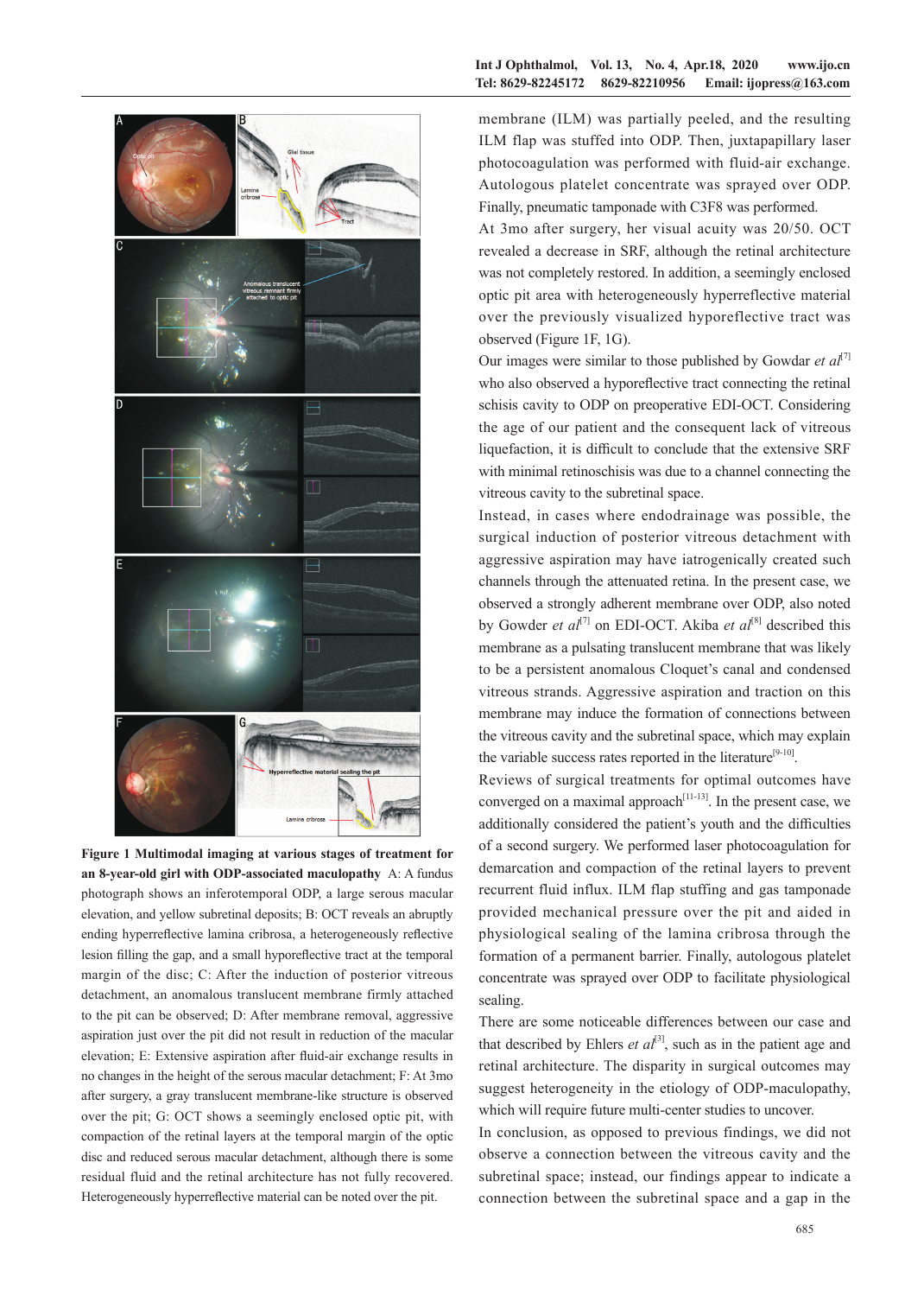**Figure 1 Multimodal imaging at various stages of treatment for an 8-year-old girl with ODP-associated maculopathy** A: A fundus photograph shows an inferotemporal ODP, a large serous macular elevation, and yellow subretinal deposits; B: OCT reveals an abruptly ending hyperreflective lamina cribrosa, a heterogeneously reflective lesion filling the gap, and a small hyporeflective tract at the temporal margin of the disc; C: After the induction of posterior vitreous detachment, an anomalous translucent membrane firmly attached to the pit can be observed; D: After membrane removal, aggressive aspiration just over the pit did not result in reduction of the macular elevation; E: Extensive aspiration after fluid-air exchange results in no changes in the height of the serous macular detachment; F: At 3mo after surgery, a gray translucent membrane-like structure is observed over the pit; G: OCT shows a seemingly enclosed optic pit, with compaction of the retinal layers at the temporal margin of the optic disc and reduced serous macular detachment, although there is some residual fluid and the retinal architecture has not fully recovered. Heterogeneously hyperreflective material can be noted over the pit.

membrane (ILM) was partially peeled, and the resulting ILM flap was stuffed into ODP. Then, juxtapapillary laser photocoagulation was performed with fluid-air exchange. Autologous platelet concentrate was sprayed over ODP. Finally, pneumatic tamponade with C3F8 was performed.

At 3mo after surgery, her visual acuity was 20/50. OCT revealed a decrease in SRF, although the retinal architecture was not completely restored. In addition, a seemingly enclosed optic pit area with heterogeneously hyperreflective material over the previously visualized hyporeflective tract was observed (Figure 1F, 1G).

Our images were similar to those published by Gowdar *et al*[7] who also observed a hyporeflective tract connecting the retinal schisis cavity to ODP on preoperative EDI-OCT. Considering the age of our patient and the consequent lack of vitreous liquefaction, it is difficult to conclude that the extensive SRF with minimal retinoschisis was due to a channel connecting the vitreous cavity to the subretinal space.

Instead, in cases where endodrainage was possible, the surgical induction of posterior vitreous detachment with aggressive aspiration may have iatrogenically created such channels through the attenuated retina. In the present case, we observed a strongly adherent membrane over ODP, also noted by Gowder *et al*[7] on EDI-OCT. Akiba *et al*[8] described this membrane as a pulsating translucent membrane that was likely to be a persistent anomalous Cloquet's canal and condensed vitreous strands. Aggressive aspiration and traction on this membrane may induce the formation of connections between the vitreous cavity and the subretinal space, which may explain the variable success rates reported in the literature[9-10].

Reviews of surgical treatments for optical outcomes have converged on a maximal approach[11-13]. In the present case, we additionally considered the patient's youth and the difficulties of a second surgery. We performed laser photocoagulation for demarcation and compaction of the retinal layers to prevent recurrent fluid influx. ILM flap stuffing and gas tamponade provided mechanical pressure over the pit and aided in physiological sealing of the lamina cribrosa through the formation of a permanent barrier. Finally, autologous platelet concentrate was sprayed over ODP to facilitate physiological sealing.

There are some noticeable differences between our case and that described by Ehlers *et al*[3], such as in the patient age and retinal architecture. The disparity in surgical outcomes may suggest heterogeneity in the etiology of ODP-maculopathy, which will require future multi-center studies to uncover.

In conclusion, as opposed to previous findings, we did not observe a connection between the vitreous cavity and the subretinal space; instead, our findings appear to indicate a connection between the subretinal space and a gap in the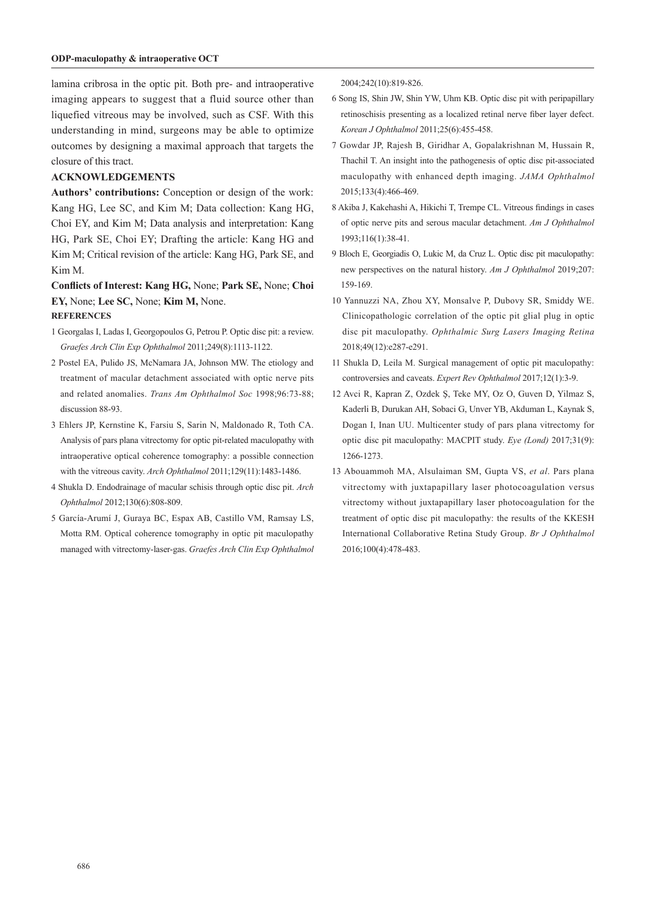lamina cribrosa in the optic pit. Both pre- and intraoperative imaging appears to suggest that a fluid source other than liquefied vitreous may be involved, such as CSF. With this understanding in mind, surgeons may be able to optimize outcomes by designing a maximal approach that targets the closure of this tract.

## ACKNOWLEDGEMENTS

**Authors' contributions:** Conception or design of the work: Kang HG, Lee SC, and Kim M; Data collection: Kang HG, Choi EY, and Kim M; Data analysis and interpretation: Kang HG, Park SE, Choi EY; Drafting the article: Kang HG and Kim M; Critical revision of the article: Kang HG, Park SE, and Kim M.

**Conflicts of Interest: Kang HG,** None; **Park SE,** None; **Choi EY,** None; **Lee SC,** None; **Kim M,** None.

## REFERENCES

1 Georgalas I, Ladas I, Georgopoulos G, Petrou P. Optic disc pit: a review. *Graefes Arch Clin Exp Ophthalmol* 2011;249(8):1113-1122.

2 Postel EA, Pulido JS, McNamara JA, Johnson MW. The etiology and treatment of macular detachment associated with optic nerve pits and related anomalies. *Trans Am Ophthalmol Soc* 1998;96:73-88; discussion 88-93.

3 Ehlers JP, Kernstine K, Farsiu S, Sarin N, Maldonado R, Toth CA. Analysis of pars plana vitrectomy for optic pit-related maculopathy with intraoperative optical coherence tomography: a possible connection with the vitreous cavity. *Arch Ophthalmol* 2011;129(11):1483-1486.

4 Shukla D. Endodrainage of macular schisis through optic disc pit. *Arch Ophthalmol* 2012;130(6):808-809.

5 García-Arumí J, Guraya BC, Espax AB, Castillo VM, Ramsay LS, Motta RM. Optical coherence tomography in optic pit maculopathy managed with vitrectomy-laser-gas. *Graefes Arch Clin Exp Ophthalmol* 2004;242(10):819-826.

6 Song IS, Shin JW, Shin YW, Uhm KB. Optic disc pit with peripapillary retinoschisis presenting as a localized retinal nerve fiber layer defect. *Korean J Ophthalmol* 2011;25(6):455-458.

7 Gowdar JP, Rajesh B, Giridhar A, Gopalakrishnan M, Hussain R, Thachil T. An insight into the pathogenesis of optic disc pit-associated maculopathy with enhanced depth imaging. *JAMA Ophthalmol* 2015;133(4):466-469.

8 Akiba J, Kakehashi A, Hikichi T, Trempe CL. Vitreous findings in cases of optic nerve pits and serous macular detachment. *Am J Ophthalmol* 1993;116(1):38-41.

9 Bloch E, Georgiadis O, Lukic M, da Cruz L. Optic disc pit maculopathy: new perspectives on the natural history. *Am J Ophthalmol* 2019;207:159-169.

10 Yannuzzi NA, Zhou XY, Monsalve P, Dubovy SR, Smiddy WE. Clinicopathologic correlation of the optic pit glial plug in optic disc pit maculopathy. *Ophthalmic Surg Lasers Imaging Retina* 2018;49(12):e287-e291.

11 Shukla D, Leila M. Surgical management of optic pit maculopathy: controversies and caveats. *Expert Rev Ophthalmol* 2017;12(1):3-9.

12 Avci R, Kapran Z, Ozdek Ş, Teke MY, Oz O, Guven D, Yilmaz S, Kaderli B, Durukan AH, Sobaci G, Unver YB, Akduman L, Kaynak S, Dogan I, Inan UU. Multicenter study of pars plana vitrectomy for optic disc pit maculopathy: MACPIT study. *Eye (Lond)* 2017;31(9):1266-1273.

13 Abouammoh MA, Alsulaiman SM, Gupta VS, *et al*. Pars plana vitrectomy with juxtapapillary laser photocoagulation versus vitrectomy without juxtapapillary laser photocoagulation for the treatment of optic disc pit maculopathy: the results of the KKESH International Collaborative Retina Study Group. *Br J Ophthalmol* 2016;100(4):478-483.